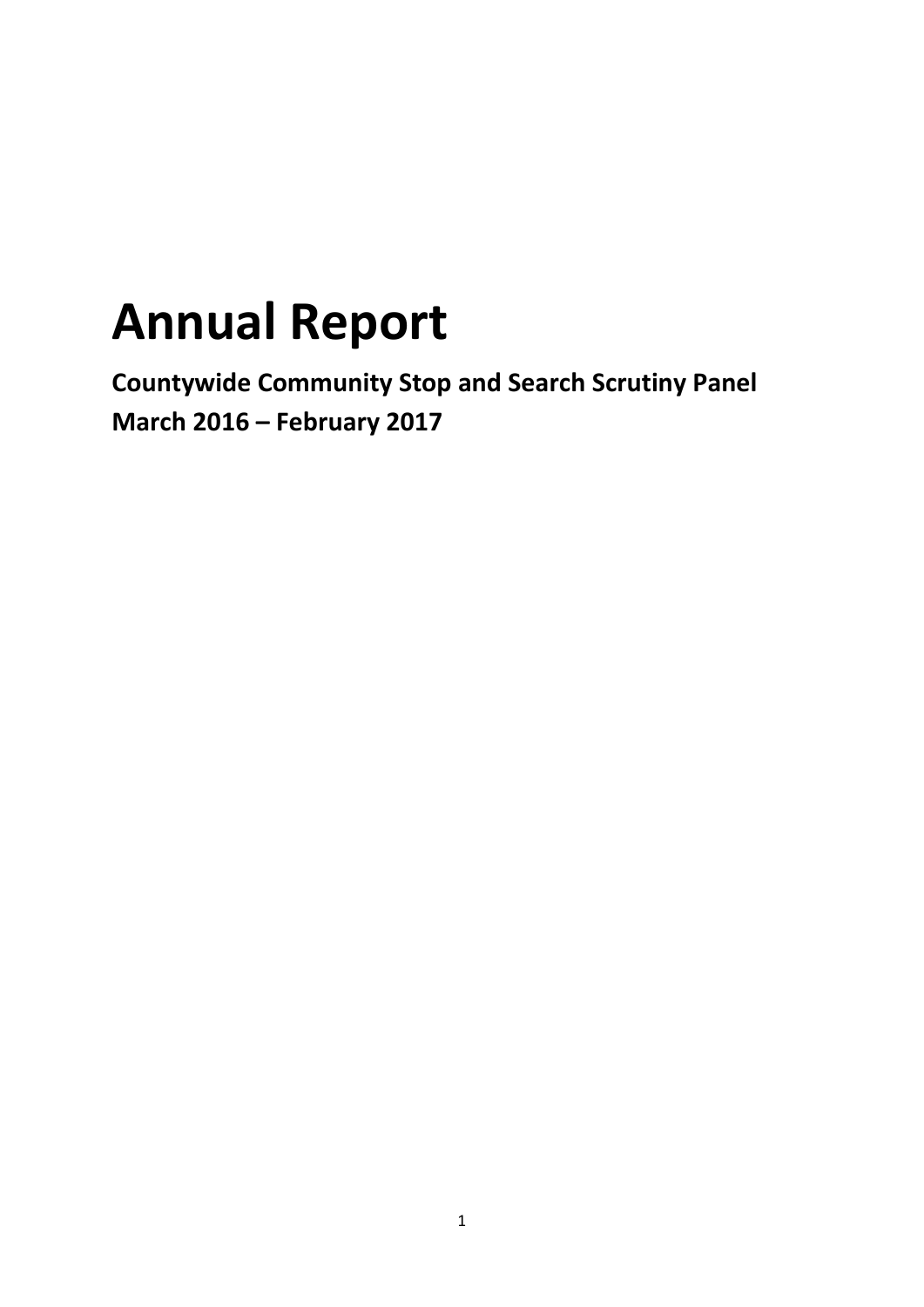# Annual Report

**Countywide Community Stop and Search Scrutiny Panel**
**March 2016 – February 2017**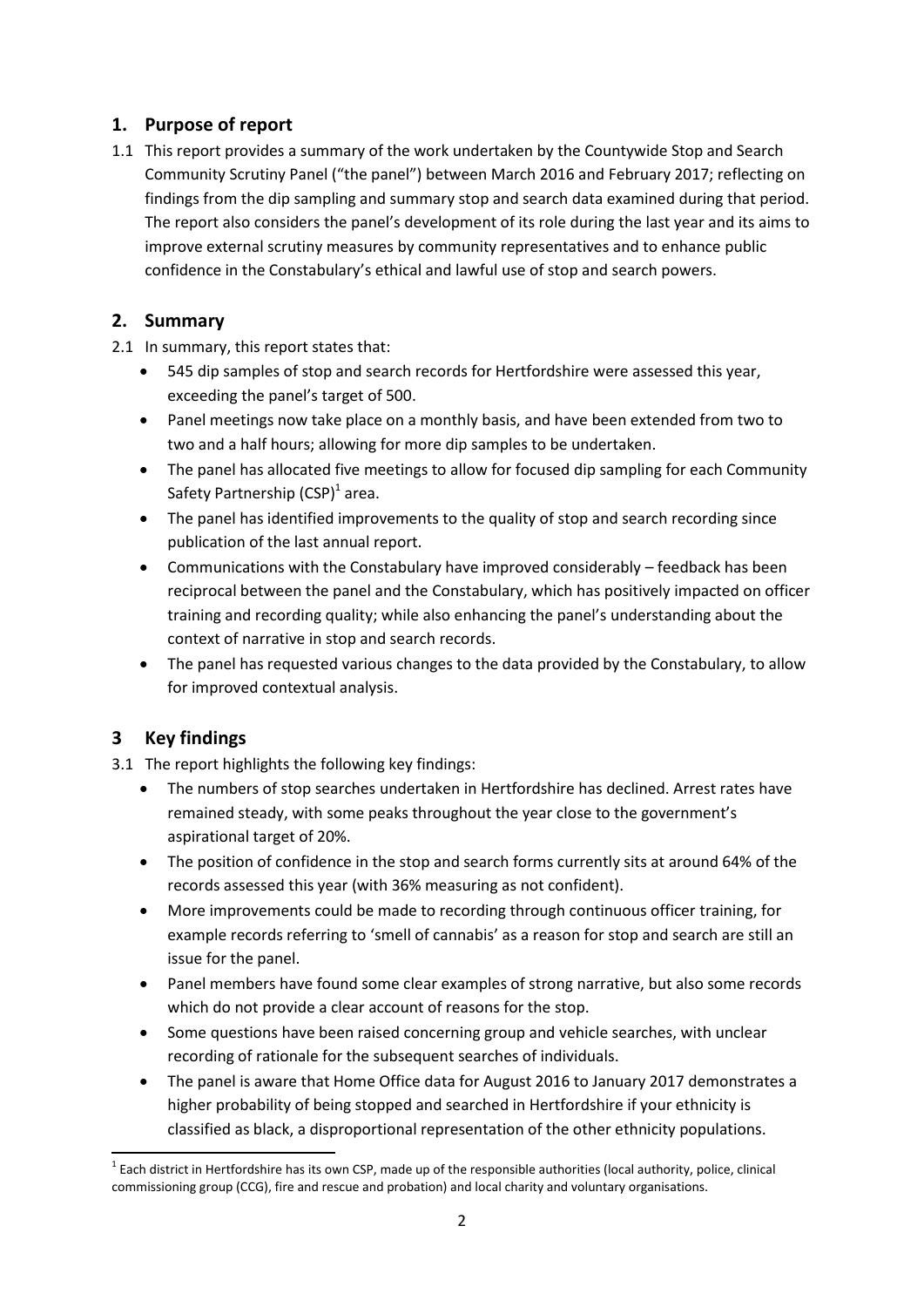## 1. Purpose of report

1.1 This report provides a summary of the work undertaken by the Countywide Stop and Search Community Scrutiny Panel ("the panel") between March 2016 and February 2017; reflecting on findings from the dip sampling and summary stop and search data examined during that period. The report also considers the panel's development of its role during the last year and its aims to improve external scrutiny measures by community representatives and to enhance public confidence in the Constabulary's ethical and lawful use of stop and search powers.

## 2. Summary

2.1 In summary, this report states that:

- 545 dip samples of stop and search records for Hertfordshire were assessed this year, exceeding the panel's target of 500.
- Panel meetings now take place on a monthly basis, and have been extended from two to two and a half hours; allowing for more dip samples to be undertaken.
- The panel has allocated five meetings to allow for focused dip sampling for each Community Safety Partnership (CSP)[1] area.
- The panel has identified improvements to the quality of stop and search recording since publication of the last annual report.
- Communications with the Constabulary have improved considerably – feedback has been reciprocal between the panel and the Constabulary, which has positively impacted on officer training and recording quality; while also enhancing the panel's understanding about the context of narrative in stop and search records.
- The panel has requested various changes to the data provided by the Constabulary, to allow for improved contextual analysis.

## 3 Key findings

3.1 The report highlights the following key findings:

- The numbers of stop searches undertaken in Hertfordshire has declined. Arrest rates have remained steady, with some peaks throughout the year close to the government's aspirational target of 20%.
- The position of confidence in the stop and search forms currently sits at around 64% of the records assessed this year (with 36% measuring as not confident).
- More improvements could be made to recording through continuous officer training, for example records referring to 'smell of cannabis' as a reason for stop and search are still an issue for the panel.
- Panel members have found some clear examples of strong narrative, but also some records which do not provide a clear account of reasons for the stop.
- Some questions have been raised concerning group and vehicle searches, with unclear recording of rationale for the subsequent searches of individuals.
- The panel is aware that Home Office data for August 2016 to January 2017 demonstrates a higher probability of being stopped and searched in Hertfordshire if your ethnicity is classified as black, a disproportional representation of the other ethnicity populations.

---

[1] Each district in Hertfordshire has its own CSP, made up of the responsible authorities (local authority, police, clinical commissioning group (CCG), fire and rescue and probation) and local charity and voluntary organisations.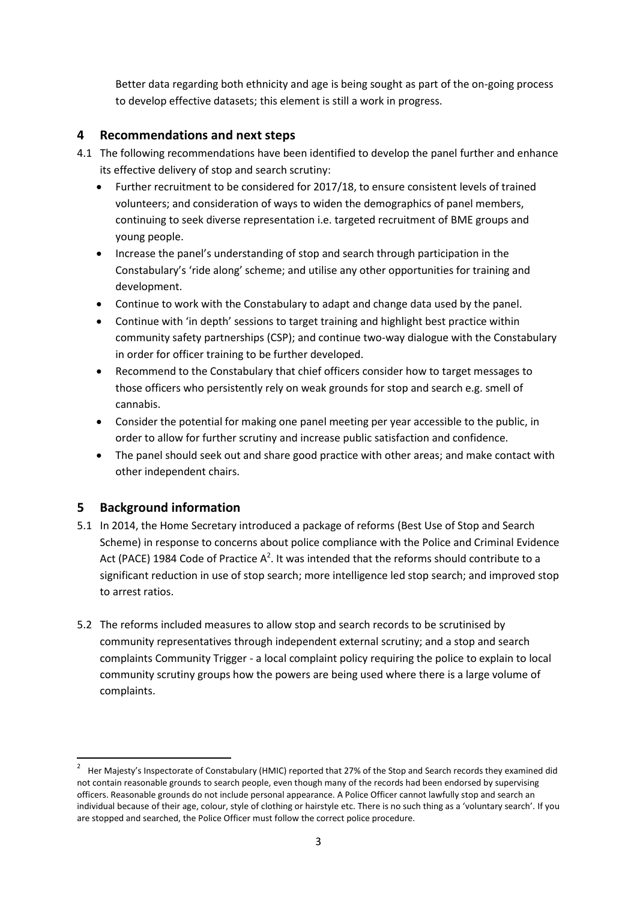Better data regarding both ethnicity and age is being sought as part of the on-going process to develop effective datasets; this element is still a work in progress.

## 4 Recommendations and next steps

4.1 The following recommendations have been identified to develop the panel further and enhance its effective delivery of stop and search scrutiny:

- Further recruitment to be considered for 2017/18, to ensure consistent levels of trained volunteers; and consideration of ways to widen the demographics of panel members, continuing to seek diverse representation i.e. targeted recruitment of BME groups and young people.
- Increase the panel's understanding of stop and search through participation in the Constabulary's 'ride along' scheme; and utilise any other opportunities for training and development.
- Continue to work with the Constabulary to adapt and change data used by the panel.
- Continue with 'in depth' sessions to target training and highlight best practice within community safety partnerships (CSP); and continue two-way dialogue with the Constabulary in order for officer training to be further developed.
- Recommend to the Constabulary that chief officers consider how to target messages to those officers who persistently rely on weak grounds for stop and search e.g. smell of cannabis.
- Consider the potential for making one panel meeting per year accessible to the public, in order to allow for further scrutiny and increase public satisfaction and confidence.
- The panel should seek out and share good practice with other areas; and make contact with other independent chairs.

## 5 Background information

5.1 In 2014, the Home Secretary introduced a package of reforms (Best Use of Stop and Search Scheme) in response to concerns about police compliance with the Police and Criminal Evidence Act (PACE) 1984 Code of Practice A[2]. It was intended that the reforms should contribute to a significant reduction in use of stop search; more intelligence led stop search; and improved stop to arrest ratios.

5.2 The reforms included measures to allow stop and search records to be scrutinised by community representatives through independent external scrutiny; and a stop and search complaints Community Trigger - a local complaint policy requiring the police to explain to local community scrutiny groups how the powers are being used where there is a large volume of complaints.

---

[2] Her Majesty's Inspectorate of Constabulary (HMIC) reported that 27% of the Stop and Search records they examined did not contain reasonable grounds to search people, even though many of the records had been endorsed by supervising officers. Reasonable grounds do not include personal appearance. A Police Officer cannot lawfully stop and search an individual because of their age, colour, style of clothing or hairstyle etc. There is no such thing as a 'voluntary search'. If you are stopped and searched, the Police Officer must follow the correct police procedure.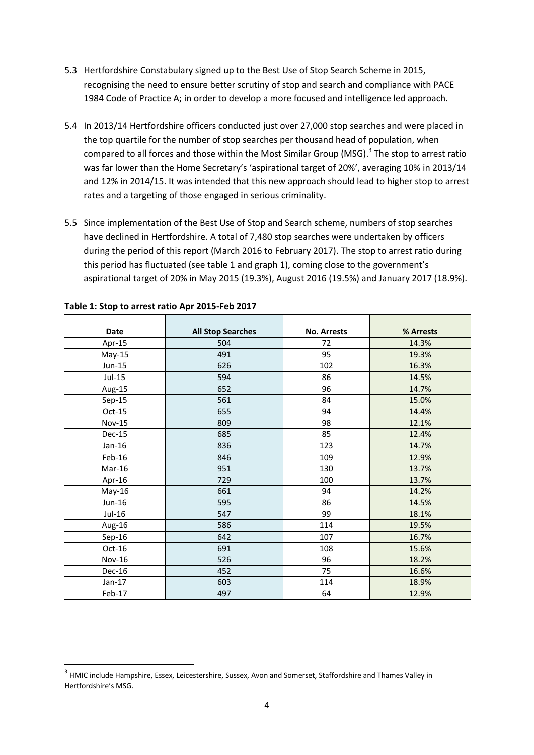5.3 Hertfordshire Constabulary signed up to the Best Use of Stop Search Scheme in 2015, recognising the need to ensure better scrutiny of stop and search and compliance with PACE 1984 Code of Practice A; in order to develop a more focused and intelligence led approach.

5.4 In 2013/14 Hertfordshire officers conducted just over 27,000 stop searches and were placed in the top quartile for the number of stop searches per thousand head of population, when compared to all forces and those within the Most Similar Group (MSG).[3] The stop to arrest ratio was far lower than the Home Secretary's 'aspirational target of 20%', averaging 10% in 2013/14 and 12% in 2014/15. It was intended that this new approach should lead to higher stop to arrest rates and a targeting of those engaged in serious criminality.

5.5 Since implementation of the Best Use of Stop and Search scheme, numbers of stop searches have declined in Hertfordshire. A total of 7,480 stop searches were undertaken by officers during the period of this report (March 2016 to February 2017). The stop to arrest ratio during this period has fluctuated (see table 1 and graph 1), coming close to the government's aspirational target of 20% in May 2015 (19.3%), August 2016 (19.5%) and January 2017 (18.9%).

**Table 1: Stop to arrest ratio Apr 2015-Feb 2017**

| Date | All Stop Searches | No. Arrests | % Arrests |
|---|---|---|---|
| Apr-15 | 504 | 72 | 14.3% |
| May-15 | 491 | 95 | 19.3% |
| Jun-15 | 626 | 102 | 16.3% |
| Jul-15 | 594 | 86 | 14.5% |
| Aug-15 | 652 | 96 | 14.7% |
| Sep-15 | 561 | 84 | 15.0% |
| Oct-15 | 655 | 94 | 14.4% |
| Nov-15 | 809 | 98 | 12.1% |
| Dec-15 | 685 | 85 | 12.4% |
| Jan-16 | 836 | 123 | 14.7% |
| Feb-16 | 846 | 109 | 12.9% |
| Mar-16 | 951 | 130 | 13.7% |
| Apr-16 | 729 | 100 | 13.7% |
| May-16 | 661 | 94 | 14.2% |
| Jun-16 | 595 | 86 | 14.5% |
| Jul-16 | 547 | 99 | 18.1% |
| Aug-16 | 586 | 114 | 19.5% |
| Sep-16 | 642 | 107 | 16.7% |
| Oct-16 | 691 | 108 | 15.6% |
| Nov-16 | 526 | 96 | 18.2% |
| Dec-16 | 452 | 75 | 16.6% |
| Jan-17 | 603 | 114 | 18.9% |
| Feb-17 | 497 | 64 | 12.9% |

[3] HMIC include Hampshire, Essex, Leicestershire, Sussex, Avon and Somerset, Staffordshire and Thames Valley in Hertfordshire's MSG.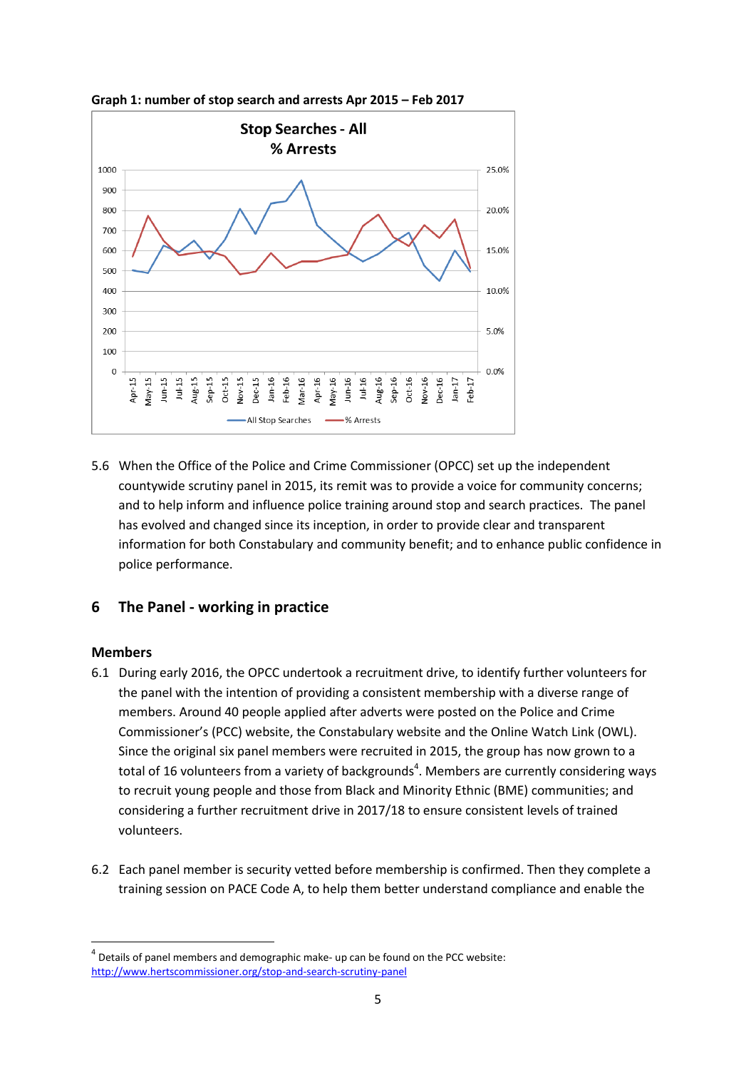**Graph 1: number of stop search and arrests Apr 2015 – Feb 2017**

5.6 When the Office of the Police and Crime Commissioner (OPCC) set up the independent countywide scrutiny panel in 2015, its remit was to provide a voice for community concerns; and to help inform and influence police training around stop and search practices. The panel has evolved and changed since its inception, in order to provide clear and transparent information for both Constabulary and community benefit; and to enhance public confidence in police performance.

## 6 The Panel - working in practice

### Members

6.1 During early 2016, the OPCC undertook a recruitment drive, to identify further volunteers for the panel with the intention of providing a consistent membership with a diverse range of members. Around 40 people applied after adverts were posted on the Police and Crime Commissioner's (PCC) website, the Constabulary website and the Online Watch Link (OWL). Since the original six panel members were recruited in 2015, the group has now grown to a total of 16 volunteers from a variety of backgrounds[4]. Members are currently considering ways to recruit young people and those from Black and Minority Ethnic (BME) communities; and considering a further recruitment drive in 2017/18 to ensure consistent levels of trained volunteers.

6.2 Each panel member is security vetted before membership is confirmed. Then they complete a training session on PACE Code A, to help them better understand compliance and enable the

[4] Details of panel members and demographic make- up can be found on the PCC website: http://www.hertscommissioner.org/stop-and-search-scrutiny-panel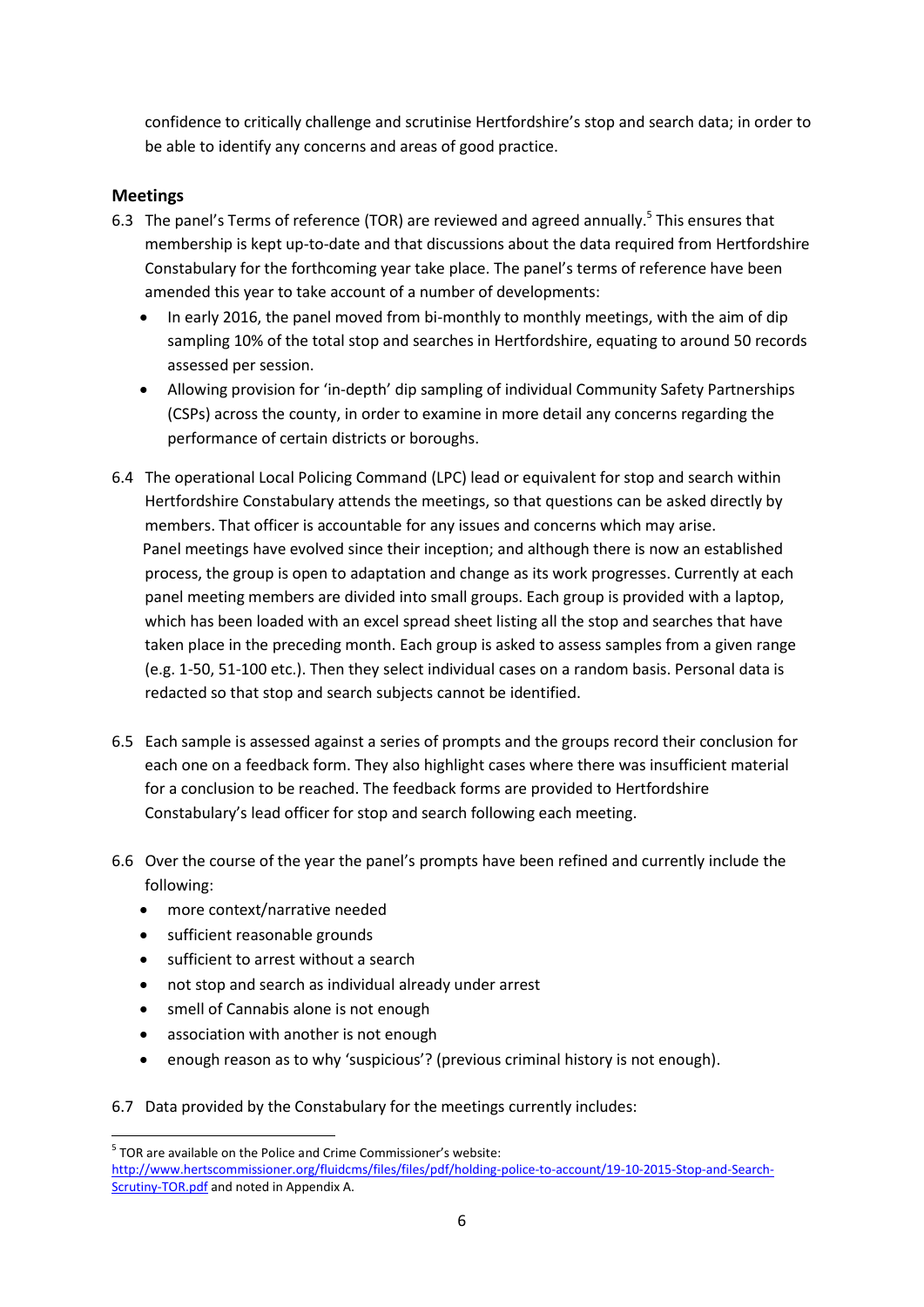confidence to critically challenge and scrutinise Hertfordshire's stop and search data; in order to be able to identify any concerns and areas of good practice.

## Meetings

6.3 The panel's Terms of reference (TOR) are reviewed and agreed annually.[5] This ensures that membership is kept up-to-date and that discussions about the data required from Hertfordshire Constabulary for the forthcoming year take place. The panel's terms of reference have been amended this year to take account of a number of developments:

- In early 2016, the panel moved from bi-monthly to monthly meetings, with the aim of dip sampling 10% of the total stop and searches in Hertfordshire, equating to around 50 records assessed per session.
- Allowing provision for 'in-depth' dip sampling of individual Community Safety Partnerships (CSPs) across the county, in order to examine in more detail any concerns regarding the performance of certain districts or boroughs.

6.4 The operational Local Policing Command (LPC) lead or equivalent for stop and search within Hertfordshire Constabulary attends the meetings, so that questions can be asked directly by members. That officer is accountable for any issues and concerns which may arise. Panel meetings have evolved since their inception; and although there is now an established process, the group is open to adaptation and change as its work progresses. Currently at each panel meeting members are divided into small groups. Each group is provided with a laptop, which has been loaded with an excel spread sheet listing all the stop and searches that have taken place in the preceding month. Each group is asked to assess samples from a given range (e.g. 1-50, 51-100 etc.). Then they select individual cases on a random basis. Personal data is redacted so that stop and search subjects cannot be identified.

6.5 Each sample is assessed against a series of prompts and the groups record their conclusion for each one on a feedback form. They also highlight cases where there was insufficient material for a conclusion to be reached. The feedback forms are provided to Hertfordshire Constabulary's lead officer for stop and search following each meeting.

6.6 Over the course of the year the panel's prompts have been refined and currently include the following:

- more context/narrative needed
- sufficient reasonable grounds
- sufficient to arrest without a search
- not stop and search as individual already under arrest
- smell of Cannabis alone is not enough
- association with another is not enough
- enough reason as to why 'suspicious'? (previous criminal history is not enough).

6.7 Data provided by the Constabulary for the meetings currently includes:

---

[5] TOR are available on the Police and Crime Commissioner's website: [http://www.hertscommissioner.org/fluidcms/files/files/pdf/holding-police-to-account/19-10-2015-Stop-and-Search-Scrutiny-TOR.pdf](http://www.hertscommissioner.org/fluidcms/files/files/pdf/holding-police-to-account/19-10-2015-Stop-and-Search-Scrutiny-TOR.pdf) and noted in Appendix A.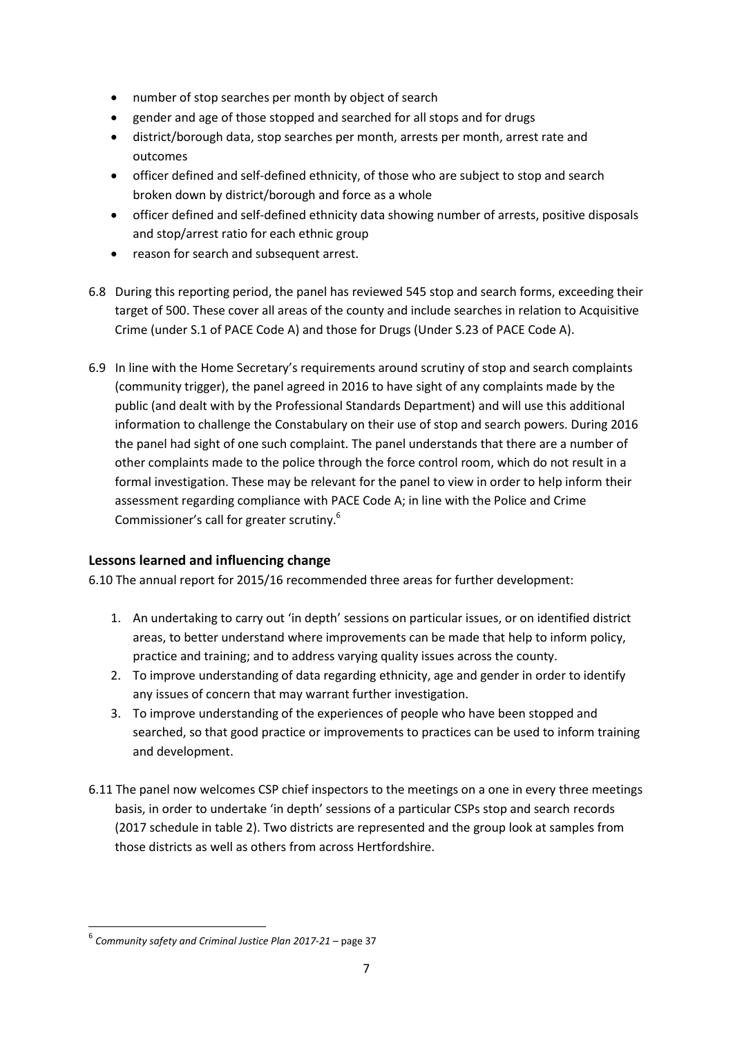- number of stop searches per month by object of search
- gender and age of those stopped and searched for all stops and for drugs
- district/borough data, stop searches per month, arrests per month, arrest rate and outcomes
- officer defined and self-defined ethnicity, of those who are subject to stop and search broken down by district/borough and force as a whole
- officer defined and self-defined ethnicity data showing number of arrests, positive disposals and stop/arrest ratio for each ethnic group
- reason for search and subsequent arrest.

6.8 During this reporting period, the panel has reviewed 545 stop and search forms, exceeding their target of 500. These cover all areas of the county and include searches in relation to Acquisitive Crime (under S.1 of PACE Code A) and those for Drugs (Under S.23 of PACE Code A).

6.9 In line with the Home Secretary's requirements around scrutiny of stop and search complaints (community trigger), the panel agreed in 2016 to have sight of any complaints made by the public (and dealt with by the Professional Standards Department) and will use this additional information to challenge the Constabulary on their use of stop and search powers. During 2016 the panel had sight of one such complaint. The panel understands that there are a number of other complaints made to the police through the force control room, which do not result in a formal investigation. These may be relevant for the panel to view in order to help inform their assessment regarding compliance with PACE Code A; in line with the Police and Crime Commissioner's call for greater scrutiny.[6]

### Lessons learned and influencing change

6.10 The annual report for 2015/16 recommended three areas for further development:

1. An undertaking to carry out 'in depth' sessions on particular issues, or on identified district areas, to better understand where improvements can be made that help to inform policy, practice and training; and to address varying quality issues across the county.
2. To improve understanding of data regarding ethnicity, age and gender in order to identify any issues of concern that may warrant further investigation.
3. To improve understanding of the experiences of people who have been stopped and searched, so that good practice or improvements to practices can be used to inform training and development.

6.11 The panel now welcomes CSP chief inspectors to the meetings on a one in every three meetings basis, in order to undertake 'in depth' sessions of a particular CSPs stop and search records (2017 schedule in table 2). Two districts are represented and the group look at samples from those districts as well as others from across Hertfordshire.

[6] *Community safety and Criminal Justice Plan 2017-21* – page 37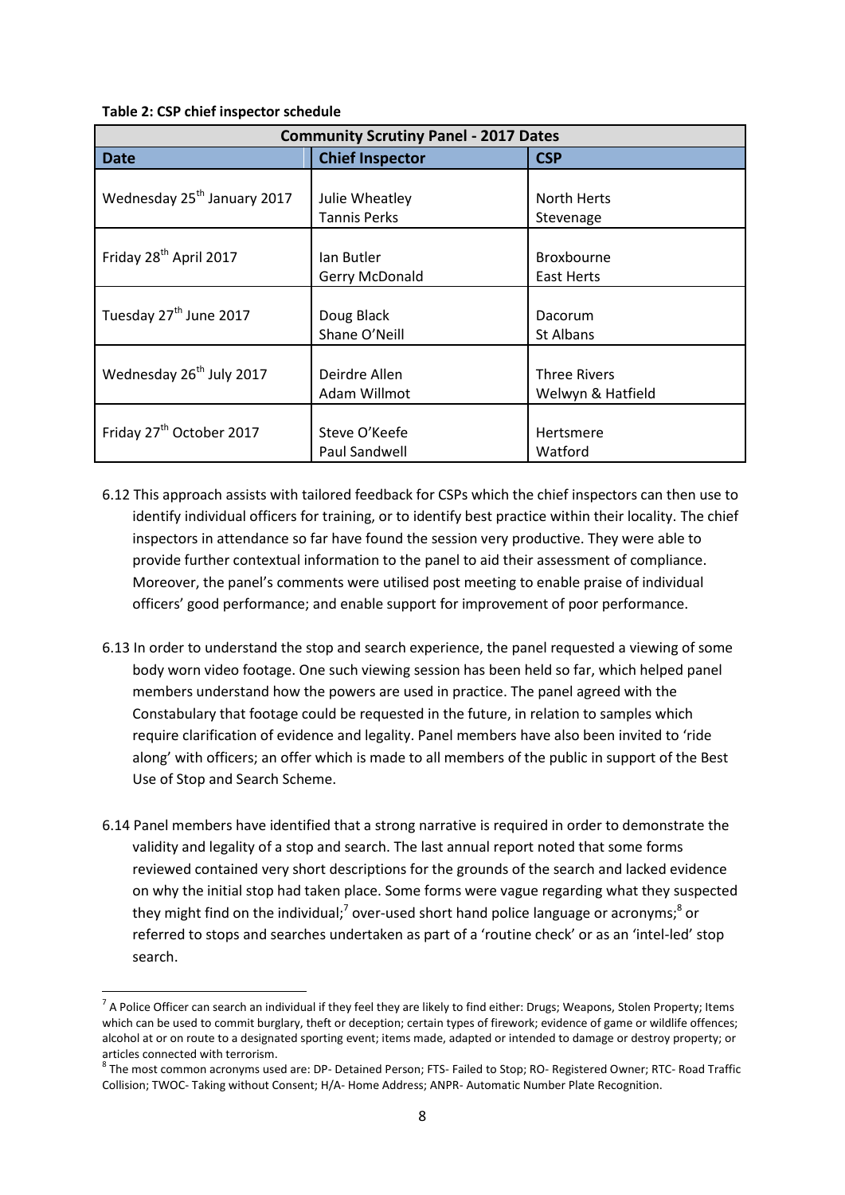**Table 2: CSP chief inspector schedule**

| Community Scrutiny Panel - 2017 Dates | | |
|---|---|---|
| **Date** | **Chief Inspector** | **CSP** |
| Wednesday 25th January 2017 | Julie Wheatley<br>Tannis Perks | North Herts<br>Stevenage |
| Friday 28th April 2017 | Ian Butler<br>Gerry McDonald | Broxbourne<br>East Herts |
| Tuesday 27th June 2017 | Doug Black<br>Shane O'Neill | Dacorum<br>St Albans |
| Wednesday 26th July 2017 | Deirdre Allen<br>Adam Willmot | Three Rivers<br>Welwyn & Hatfield |
| Friday 27th October 2017 | Steve O'Keefe<br>Paul Sandwell | Hertsmere<br>Watford |

6.12 This approach assists with tailored feedback for CSPs which the chief inspectors can then use to identify individual officers for training, or to identify best practice within their locality. The chief inspectors in attendance so far have found the session very productive. They were able to provide further contextual information to the panel to aid their assessment of compliance. Moreover, the panel's comments were utilised post meeting to enable praise of individual officers' good performance; and enable support for improvement of poor performance.

6.13 In order to understand the stop and search experience, the panel requested a viewing of some body worn video footage. One such viewing session has been held so far, which helped panel members understand how the powers are used in practice. The panel agreed with the Constabulary that footage could be requested in the future, in relation to samples which require clarification of evidence and legality. Panel members have also been invited to 'ride along' with officers; an offer which is made to all members of the public in support of the Best Use of Stop and Search Scheme.

6.14 Panel members have identified that a strong narrative is required in order to demonstrate the validity and legality of a stop and search. The last annual report noted that some forms reviewed contained very short descriptions for the grounds of the search and lacked evidence on why the initial stop had taken place. Some forms were vague regarding what they suspected they might find on the individual;[7] over-used short hand police language or acronyms;[8] or referred to stops and searches undertaken as part of a 'routine check' or as an 'intel-led' stop search.

---

[7] A Police Officer can search an individual if they feel they are likely to find either: Drugs; Weapons, Stolen Property; Items which can be used to commit burglary, theft or deception; certain types of firework; evidence of game or wildlife offences; alcohol at or on route to a designated sporting event; items made, adapted or intended to damage or destroy property; or articles connected with terrorism.

[8] The most common acronyms used are: DP- Detained Person; FTS- Failed to Stop; RO- Registered Owner; RTC- Road Traffic Collision; TWOC- Taking without Consent; H/A- Home Address; ANPR- Automatic Number Plate Recognition.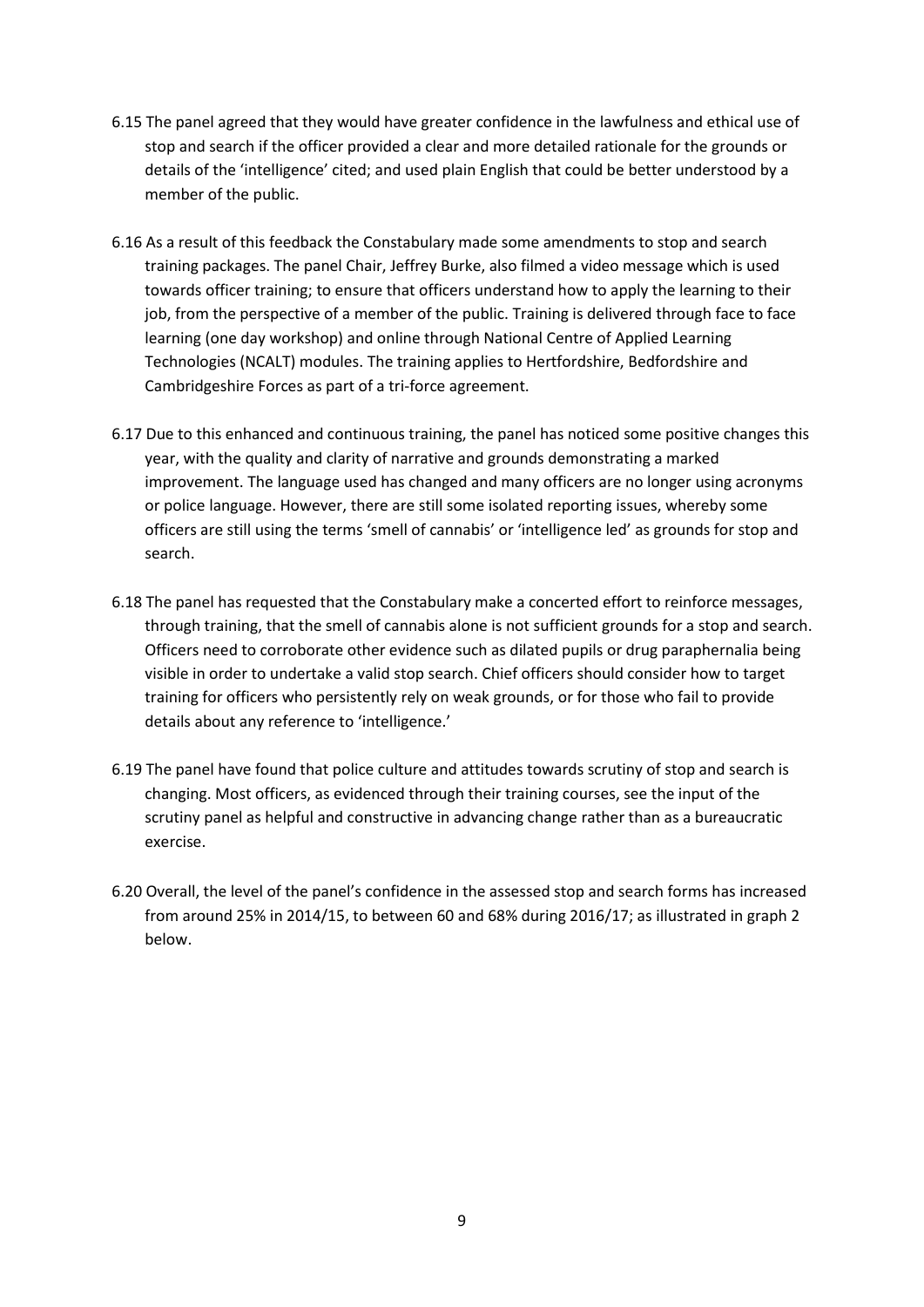6.15 The panel agreed that they would have greater confidence in the lawfulness and ethical use of stop and search if the officer provided a clear and more detailed rationale for the grounds or details of the 'intelligence' cited; and used plain English that could be better understood by a member of the public.

6.16 As a result of this feedback the Constabulary made some amendments to stop and search training packages. The panel Chair, Jeffrey Burke, also filmed a video message which is used towards officer training; to ensure that officers understand how to apply the learning to their job, from the perspective of a member of the public. Training is delivered through face to face learning (one day workshop) and online through National Centre of Applied Learning Technologies (NCALT) modules. The training applies to Hertfordshire, Bedfordshire and Cambridgeshire Forces as part of a tri-force agreement.

6.17 Due to this enhanced and continuous training, the panel has noticed some positive changes this year, with the quality and clarity of narrative and grounds demonstrating a marked improvement. The language used has changed and many officers are no longer using acronyms or police language. However, there are still some isolated reporting issues, whereby some officers are still using the terms 'smell of cannabis' or 'intelligence led' as grounds for stop and search.

6.18 The panel has requested that the Constabulary make a concerted effort to reinforce messages, through training, that the smell of cannabis alone is not sufficient grounds for a stop and search. Officers need to corroborate other evidence such as dilated pupils or drug paraphernalia being visible in order to undertake a valid stop search. Chief officers should consider how to target training for officers who persistently rely on weak grounds, or for those who fail to provide details about any reference to 'intelligence.'

6.19 The panel have found that police culture and attitudes towards scrutiny of stop and search is changing. Most officers, as evidenced through their training courses, see the input of the scrutiny panel as helpful and constructive in advancing change rather than as a bureaucratic exercise.

6.20 Overall, the level of the panel's confidence in the assessed stop and search forms has increased from around 25% in 2014/15, to between 60 and 68% during 2016/17; as illustrated in graph 2 below.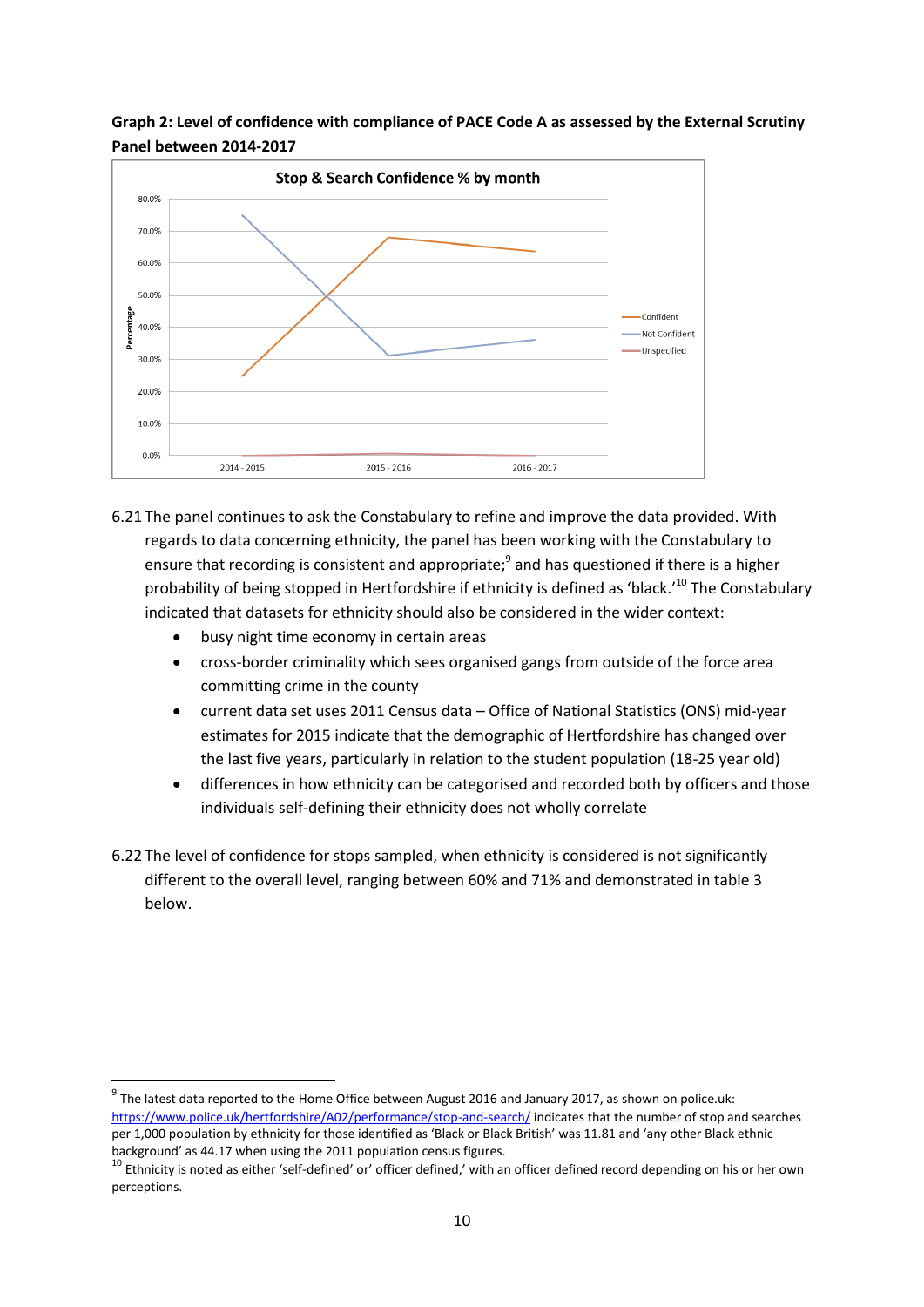**Graph 2: Level of confidence with compliance of PACE Code A as assessed by the External Scrutiny Panel between 2014-2017**

Stop & Search Confidence % by month

6.21 The panel continues to ask the Constabulary to refine and improve the data provided. With regards to data concerning ethnicity, the panel has been working with the Constabulary to ensure that recording is consistent and appropriate;[9] and has questioned if there is a higher probability of being stopped in Hertfordshire if ethnicity is defined as 'black.'[10] The Constabulary indicated that datasets for ethnicity should also be considered in the wider context:

- busy night time economy in certain areas
- cross-border criminality which sees organised gangs from outside of the force area committing crime in the county
- current data set uses 2011 Census data – Office of National Statistics (ONS) mid-year estimates for 2015 indicate that the demographic of Hertfordshire has changed over the last five years, particularly in relation to the student population (18-25 year old)
- differences in how ethnicity can be categorised and recorded both by officers and those individuals self-defining their ethnicity does not wholly correlate

6.22 The level of confidence for stops sampled, when ethnicity is considered is not significantly different to the overall level, ranging between 60% and 71% and demonstrated in table 3 below.

---

[9] The latest data reported to the Home Office between August 2016 and January 2017, as shown on police.uk: https://www.police.uk/hertfordshire/A02/performance/stop-and-search/ indicates that the number of stop and searches per 1,000 population by ethnicity for those identified as 'Black or Black British' was 11.81 and 'any other Black ethnic background' as 44.17 when using the 2011 population census figures.

[10] Ethnicity is noted as either 'self-defined' or' officer defined,' with an officer defined record depending on his or her own perceptions.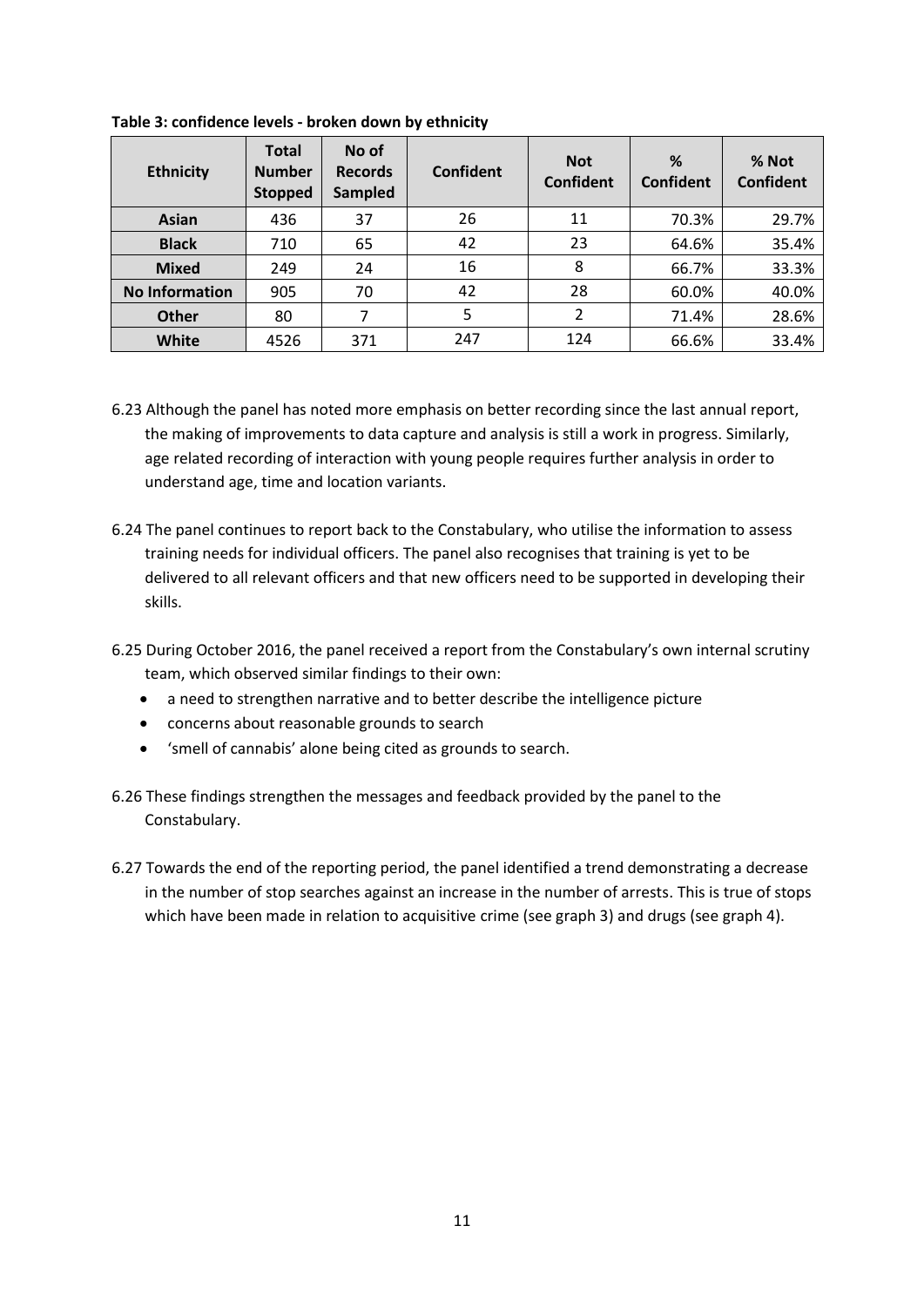**Table 3: confidence levels - broken down by ethnicity**

| Ethnicity | Total Number Stopped | No of Records Sampled | Confident | Not Confident | % Confident | % Not Confident |
|---|---|---|---|---|---|---|
| Asian | 436 | 37 | 26 | 11 | 70.3% | 29.7% |
| Black | 710 | 65 | 42 | 23 | 64.6% | 35.4% |
| Mixed | 249 | 24 | 16 | 8 | 66.7% | 33.3% |
| No Information | 905 | 70 | 42 | 28 | 60.0% | 40.0% |
| Other | 80 | 7 | 5 | 2 | 71.4% | 28.6% |
| White | 4526 | 371 | 247 | 124 | 66.6% | 33.4% |

6.23 Although the panel has noted more emphasis on better recording since the last annual report, the making of improvements to data capture and analysis is still a work in progress. Similarly, age related recording of interaction with young people requires further analysis in order to understand age, time and location variants.

6.24 The panel continues to report back to the Constabulary, who utilise the information to assess training needs for individual officers. The panel also recognises that training is yet to be delivered to all relevant officers and that new officers need to be supported in developing their skills.

6.25 During October 2016, the panel received a report from the Constabulary's own internal scrutiny team, which observed similar findings to their own:

- a need to strengthen narrative and to better describe the intelligence picture
- concerns about reasonable grounds to search
- 'smell of cannabis' alone being cited as grounds to search.

6.26 These findings strengthen the messages and feedback provided by the panel to the Constabulary.

6.27 Towards the end of the reporting period, the panel identified a trend demonstrating a decrease in the number of stop searches against an increase in the number of arrests. This is true of stops which have been made in relation to acquisitive crime (see graph 3) and drugs (see graph 4).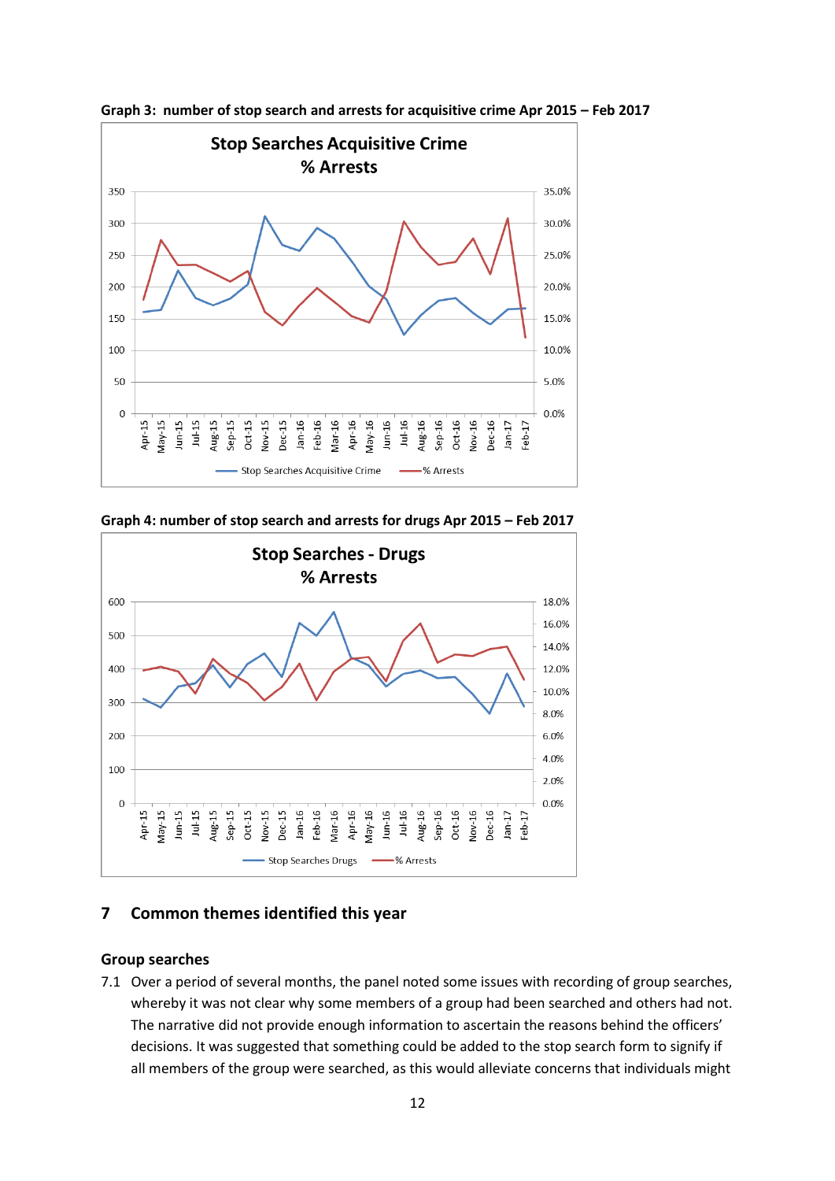**Graph 3: number of stop search and arrests for acquisitive crime Apr 2015 – Feb 2017**

**Graph 4: number of stop search and arrests for drugs Apr 2015 – Feb 2017**

## 7 Common themes identified this year

### Group searches

7.1 Over a period of several months, the panel noted some issues with recording of group searches, whereby it was not clear why some members of a group had been searched and others had not. The narrative did not provide enough information to ascertain the reasons behind the officers' decisions. It was suggested that something could be added to the stop search form to signify if all members of the group were searched, as this would alleviate concerns that individuals might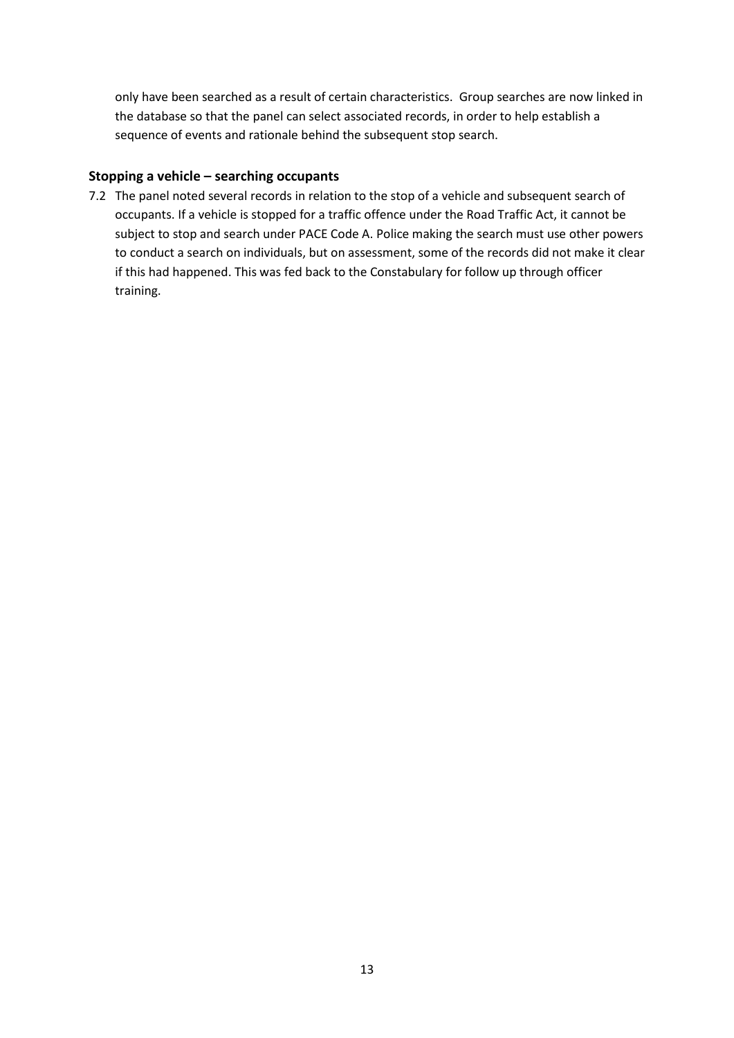only have been searched as a result of certain characteristics. Group searches are now linked in the database so that the panel can select associated records, in order to help establish a sequence of events and rationale behind the subsequent stop search.

### Stopping a vehicle – searching occupants

7.2 The panel noted several records in relation to the stop of a vehicle and subsequent search of occupants. If a vehicle is stopped for a traffic offence under the Road Traffic Act, it cannot be subject to stop and search under PACE Code A. Police making the search must use other powers to conduct a search on individuals, but on assessment, some of the records did not make it clear if this had happened. This was fed back to the Constabulary for follow up through officer training.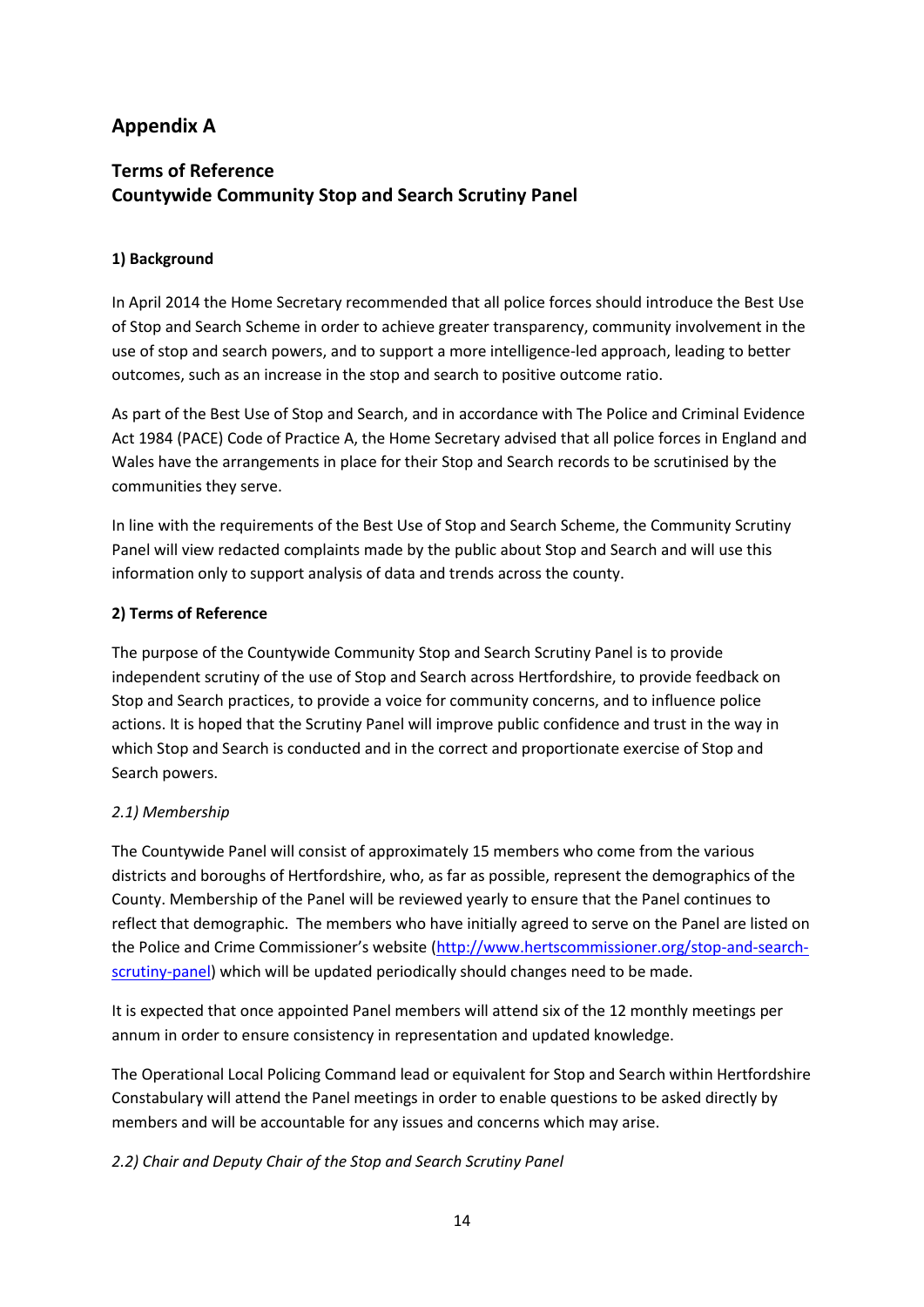# Appendix A

## Terms of Reference
## Countywide Community Stop and Search Scrutiny Panel

### 1) Background

In April 2014 the Home Secretary recommended that all police forces should introduce the Best Use of Stop and Search Scheme in order to achieve greater transparency, community involvement in the use of stop and search powers, and to support a more intelligence-led approach, leading to better outcomes, such as an increase in the stop and search to positive outcome ratio.

As part of the Best Use of Stop and Search, and in accordance with The Police and Criminal Evidence Act 1984 (PACE) Code of Practice A, the Home Secretary advised that all police forces in England and Wales have the arrangements in place for their Stop and Search records to be scrutinised by the communities they serve.

In line with the requirements of the Best Use of Stop and Search Scheme, the Community Scrutiny Panel will view redacted complaints made by the public about Stop and Search and will use this information only to support analysis of data and trends across the county.

### 2) Terms of Reference

The purpose of the Countywide Community Stop and Search Scrutiny Panel is to provide independent scrutiny of the use of Stop and Search across Hertfordshire, to provide feedback on Stop and Search practices, to provide a voice for community concerns, and to influence police actions. It is hoped that the Scrutiny Panel will improve public confidence and trust in the way in which Stop and Search is conducted and in the correct and proportionate exercise of Stop and Search powers.

*2.1) Membership*

The Countywide Panel will consist of approximately 15 members who come from the various districts and boroughs of Hertfordshire, who, as far as possible, represent the demographics of the County. Membership of the Panel will be reviewed yearly to ensure that the Panel continues to reflect that demographic. The members who have initially agreed to serve on the Panel are listed on the Police and Crime Commissioner's website ([http://www.hertscommissioner.org/stop-and-search-scrutiny-panel](http://www.hertscommissioner.org/stop-and-search-scrutiny-panel)) which will be updated periodically should changes need to be made.

It is expected that once appointed Panel members will attend six of the 12 monthly meetings per annum in order to ensure consistency in representation and updated knowledge.

The Operational Local Policing Command lead or equivalent for Stop and Search within Hertfordshire Constabulary will attend the Panel meetings in order to enable questions to be asked directly by members and will be accountable for any issues and concerns which may arise.

*2.2) Chair and Deputy Chair of the Stop and Search Scrutiny Panel*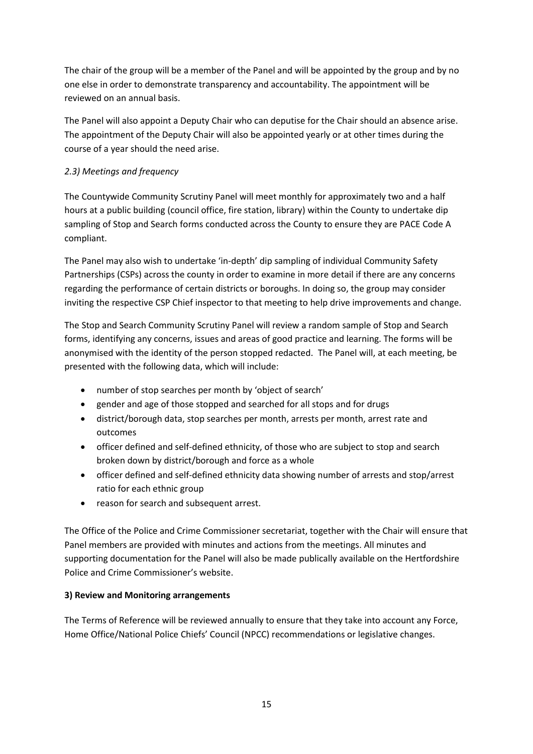The chair of the group will be a member of the Panel and will be appointed by the group and by no one else in order to demonstrate transparency and accountability. The appointment will be reviewed on an annual basis.

The Panel will also appoint a Deputy Chair who can deputise for the Chair should an absence arise. The appointment of the Deputy Chair will also be appointed yearly or at other times during the course of a year should the need arise.

### *2.3) Meetings and frequency*

The Countywide Community Scrutiny Panel will meet monthly for approximately two and a half hours at a public building (council office, fire station, library) within the County to undertake dip sampling of Stop and Search forms conducted across the County to ensure they are PACE Code A compliant.

The Panel may also wish to undertake 'in-depth' dip sampling of individual Community Safety Partnerships (CSPs) across the county in order to examine in more detail if there are any concerns regarding the performance of certain districts or boroughs. In doing so, the group may consider inviting the respective CSP Chief inspector to that meeting to help drive improvements and change.

The Stop and Search Community Scrutiny Panel will review a random sample of Stop and Search forms, identifying any concerns, issues and areas of good practice and learning. The forms will be anonymised with the identity of the person stopped redacted. The Panel will, at each meeting, be presented with the following data, which will include:

- number of stop searches per month by 'object of search'
- gender and age of those stopped and searched for all stops and for drugs
- district/borough data, stop searches per month, arrests per month, arrest rate and outcomes
- officer defined and self-defined ethnicity, of those who are subject to stop and search broken down by district/borough and force as a whole
- officer defined and self-defined ethnicity data showing number of arrests and stop/arrest ratio for each ethnic group
- reason for search and subsequent arrest.

The Office of the Police and Crime Commissioner secretariat, together with the Chair will ensure that Panel members are provided with minutes and actions from the meetings. All minutes and supporting documentation for the Panel will also be made publically available on the Hertfordshire Police and Crime Commissioner's website.

## **3) Review and Monitoring arrangements**

The Terms of Reference will be reviewed annually to ensure that they take into account any Force, Home Office/National Police Chiefs' Council (NPCC) recommendations or legislative changes.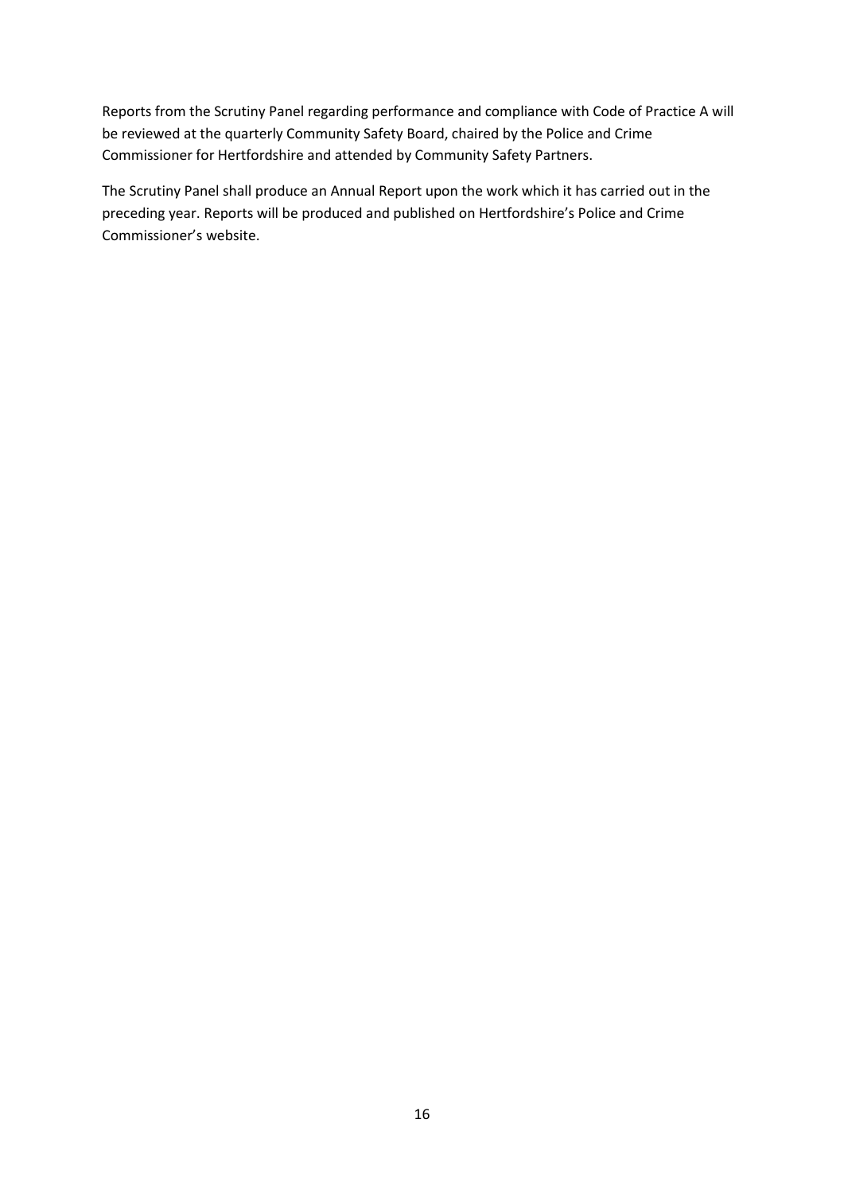Reports from the Scrutiny Panel regarding performance and compliance with Code of Practice A will be reviewed at the quarterly Community Safety Board, chaired by the Police and Crime Commissioner for Hertfordshire and attended by Community Safety Partners.

The Scrutiny Panel shall produce an Annual Report upon the work which it has carried out in the preceding year. Reports will be produced and published on Hertfordshire's Police and Crime Commissioner's website.